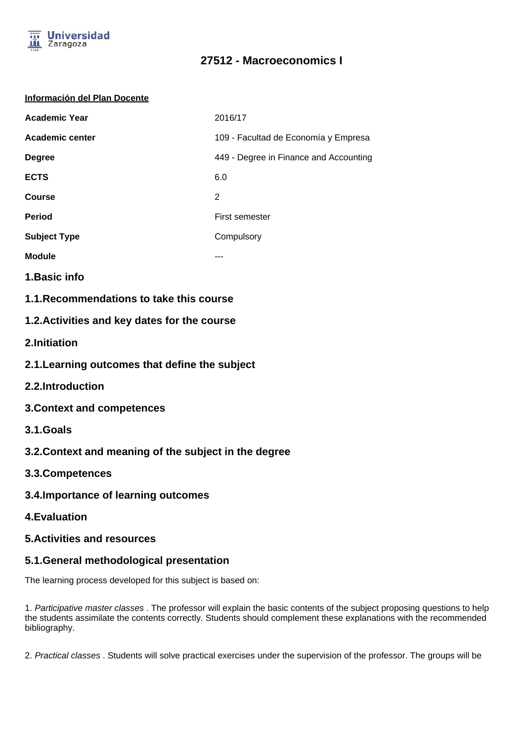# 27512 - Macroeconomics I

**Información del Plan Docente**

| | |
|---|---|
| **Academic Year** | 2016/17 |
| **Academic center** | 109 - Facultad de Economía y Empresa |
| **Degree** | 449 - Degree in Finance and Accounting |
| **ECTS** | 6.0 |
| **Course** | 2 |
| **Period** | First semester |
| **Subject Type** | Compulsory |
| **Module** | --- |

## 1.Basic info

### 1.1.Recommendations to take this course

### 1.2.Activities and key dates for the course

## 2.Initiation

### 2.1.Learning outcomes that define the subject

### 2.2.Introduction

## 3.Context and competences

### 3.1.Goals

### 3.2.Context and meaning of the subject in the degree

### 3.3.Competences

### 3.4.Importance of learning outcomes

## 4.Evaluation

## 5.Activities and resources

### 5.1.General methodological presentation

The learning process developed for this subject is based on:

1. *Participative master classes* . The professor will explain the basic contents of the subject proposing questions to help the students assimilate the contents correctly. Students should complement these explanations with the recommended bibliography.

2. *Practical classes* . Students will solve practical exercises under the supervision of the professor. The groups will be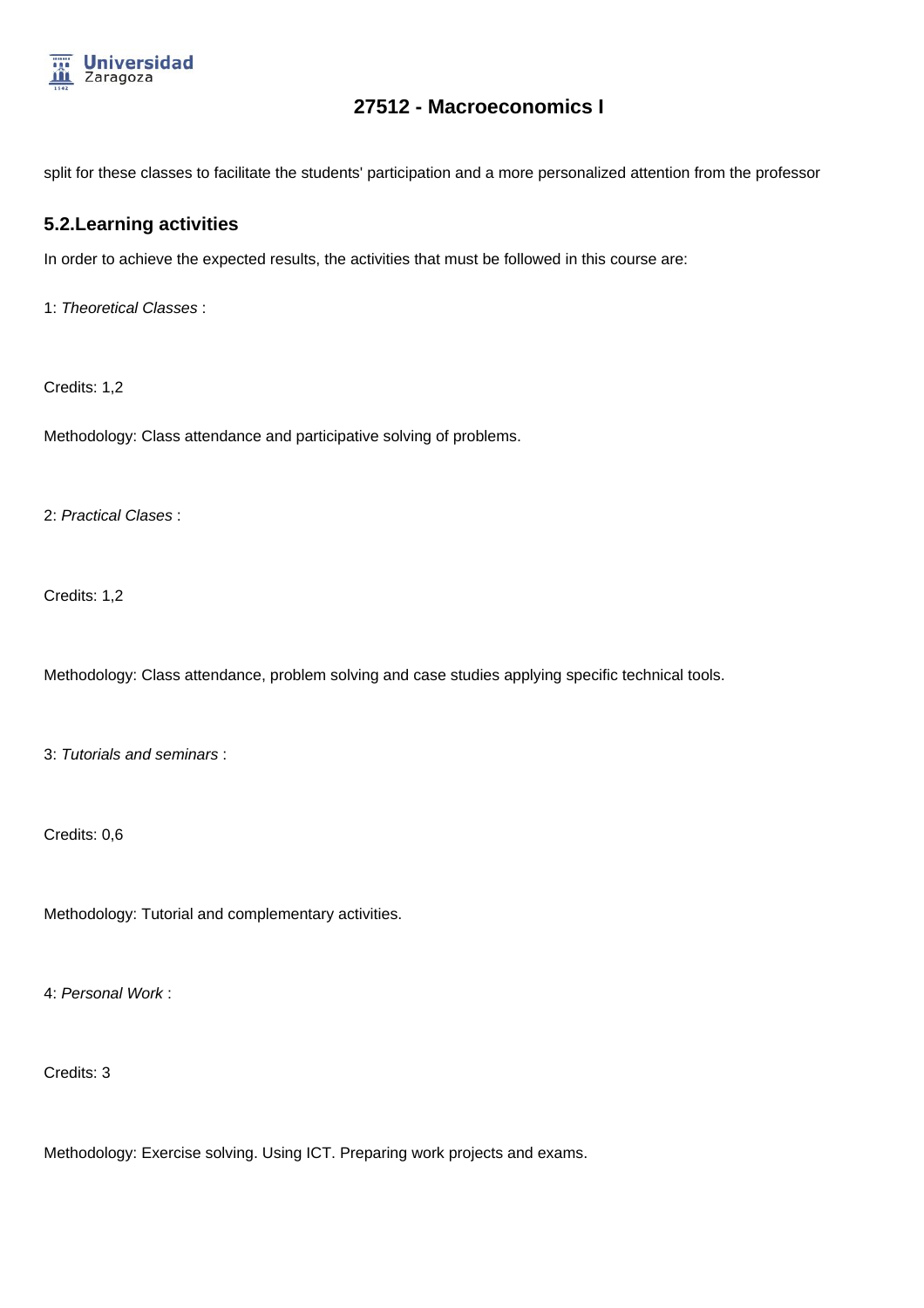split for these classes to facilitate the students' participation and a more personalized attention from the professor

## 5.2.Learning activities

In order to achieve the expected results, the activities that must be followed in this course are:

1: *Theoretical Classes* :

Credits: 1,2

Methodology: Class attendance and participative solving of problems.

2: *Practical Clases* :

Credits: 1,2

Methodology: Class attendance, problem solving and case studies applying specific technical tools.

3: *Tutorials and seminars* :

Credits: 0,6

Methodology: Tutorial and complementary activities.

4: *Personal Work* :

Credits: 3

Methodology: Exercise solving. Using ICT. Preparing work projects and exams.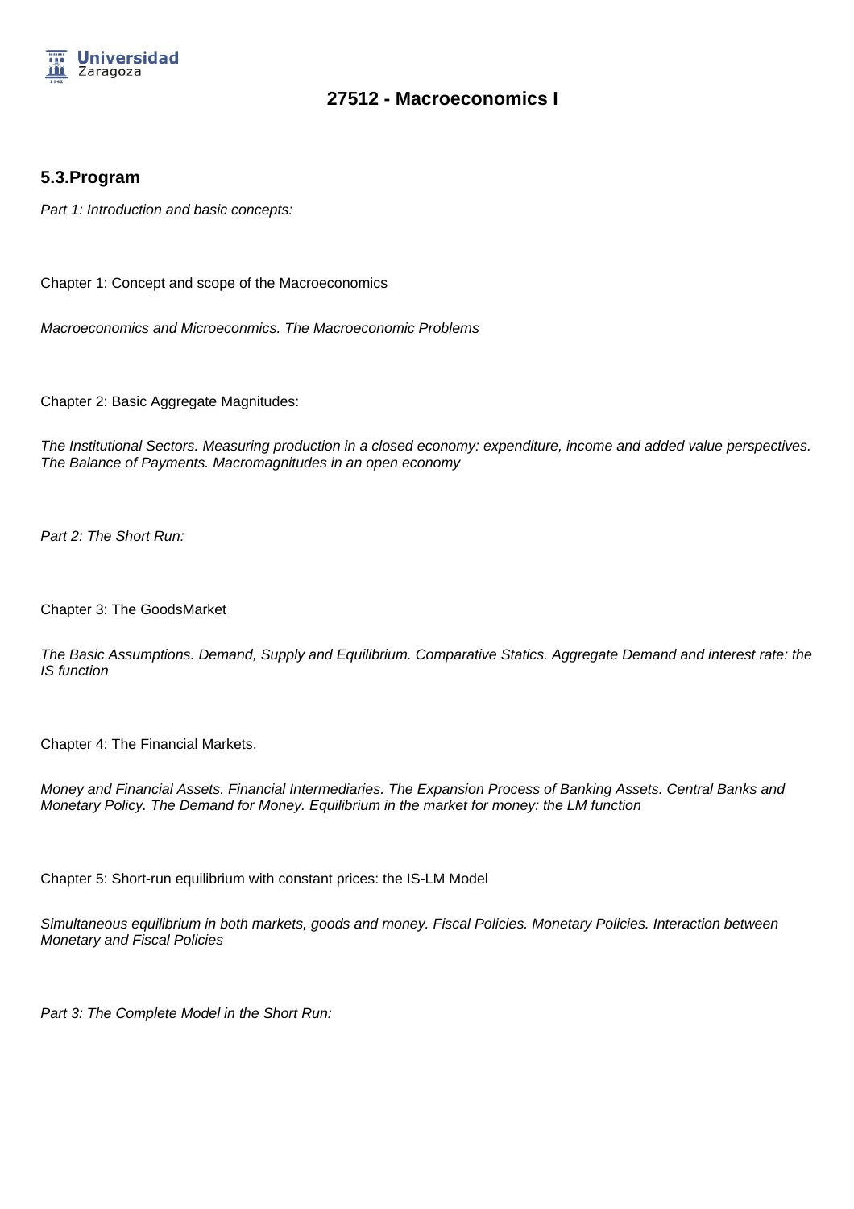# 27512 - Macroeconomics I

## 5.3.Program

*Part 1: Introduction and basic concepts:*

Chapter 1: Concept and scope of the Macroeconomics

*Macroeconomics and Microeconmics. The Macroeconomic Problems*

Chapter 2: Basic Aggregate Magnitudes:

*The Institutional Sectors. Measuring production in a closed economy: expenditure, income and added value perspectives. The Balance of Payments. Macromagnitudes in an open economy*

*Part 2: The Short Run:*

Chapter 3: The GoodsMarket

*The Basic Assumptions. Demand, Supply and Equilibrium. Comparative Statics. Aggregate Demand and interest rate: the IS function*

Chapter 4: The Financial Markets.

*Money and Financial Assets. Financial Intermediaries. The Expansion Process of Banking Assets. Central Banks and Monetary Policy. The Demand for Money. Equilibrium in the market for money: the LM function*

Chapter 5: Short-run equilibrium with constant prices: the IS-LM Model

*Simultaneous equilibrium in both markets, goods and money. Fiscal Policies. Monetary Policies. Interaction between Monetary and Fiscal Policies*

*Part 3: The Complete Model in the Short Run:*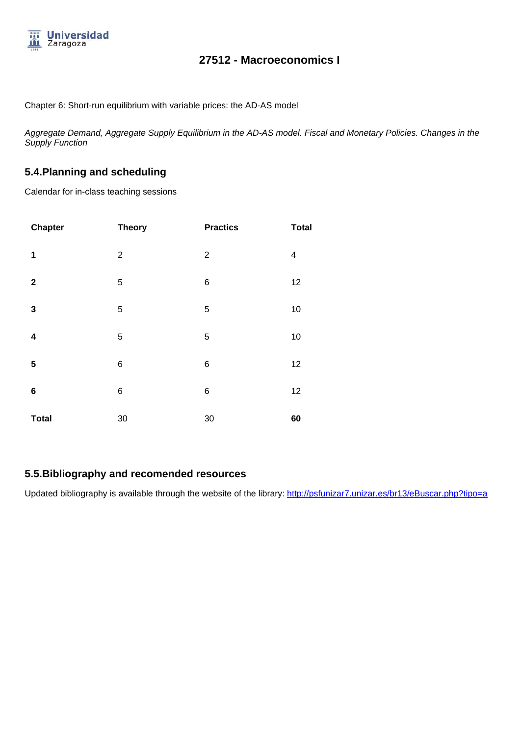Chapter 6: Short-run equilibrium with variable prices: the AD-AS model

*Aggregate Demand, Aggregate Supply Equilibrium in the AD-AS model. Fiscal and Monetary Policies. Changes in the Supply Function*

## 5.4.Planning and scheduling

Calendar for in-class teaching sessions

| Chapter | Theory | Practics | Total |
|---|---|---|---|
| **1** | 2 | 2 | 4 |
| **2** | 5 | 6 | 12 |
| **3** | 5 | 5 | 10 |
| **4** | 5 | 5 | 10 |
| **5** | 6 | 6 | 12 |
| **6** | 6 | 6 | 12 |
| **Total** | 30 | 30 | **60** |

## 5.5.Bibliography and recomended resources

Updated bibliography is available through the website of the library: [http://psfunizar7.unizar.es/br13/eBuscar.php?tipo=a](http://psfunizar7.unizar.es/br13/eBuscar.php?tipo=a)